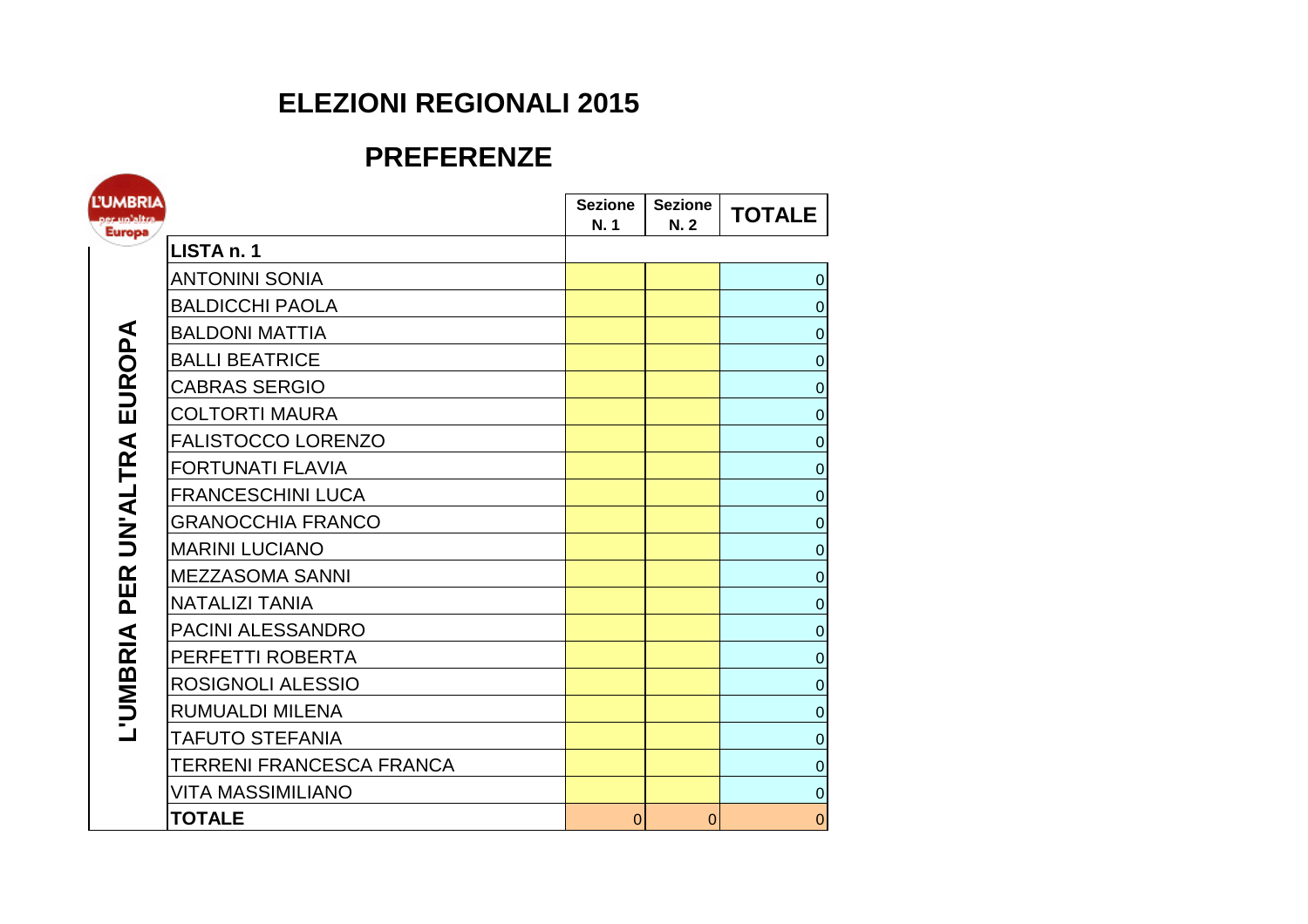# ELEZIONI REGIONALI 2015

## PREFERENZE

L'UMBRIA PER UN'ALTRA EUROPA

| | Sezione N. 1 | Sezione N. 2 | TOTALE |
|---|---|---|---|
| **LISTA n. 1** | | | |
| ANTONINI SONIA | | | 0 |
| BALDICCHI PAOLA | | | 0 |
| BALDONI MATTIA | | | 0 |
| BALLI BEATRICE | | | 0 |
| CABRAS SERGIO | | | 0 |
| COLTORTI MAURA | | | 0 |
| FALISTOCCO LORENZO | | | 0 |
| FORTUNATI FLAVIA | | | 0 |
| FRANCESCHINI LUCA | | | 0 |
| GRANOCCHIA FRANCO | | | 0 |
| MARINI LUCIANO | | | 0 |
| MEZZASOMA SANNI | | | 0 |
| NATALIZI TANIA | | | 0 |
| PACINI ALESSANDRO | | | 0 |
| PERFETTI ROBERTA | | | 0 |
| ROSIGNOLI ALESSIO | | | 0 |
| RUMUALDI MILENA | | | 0 |
| TAFUTO STEFANIA | | | 0 |
| TERRENI FRANCESCA FRANCA | | | 0 |
| VITA MASSIMILIANO | | | 0 |
| **TOTALE** | 0 | 0 | 0 |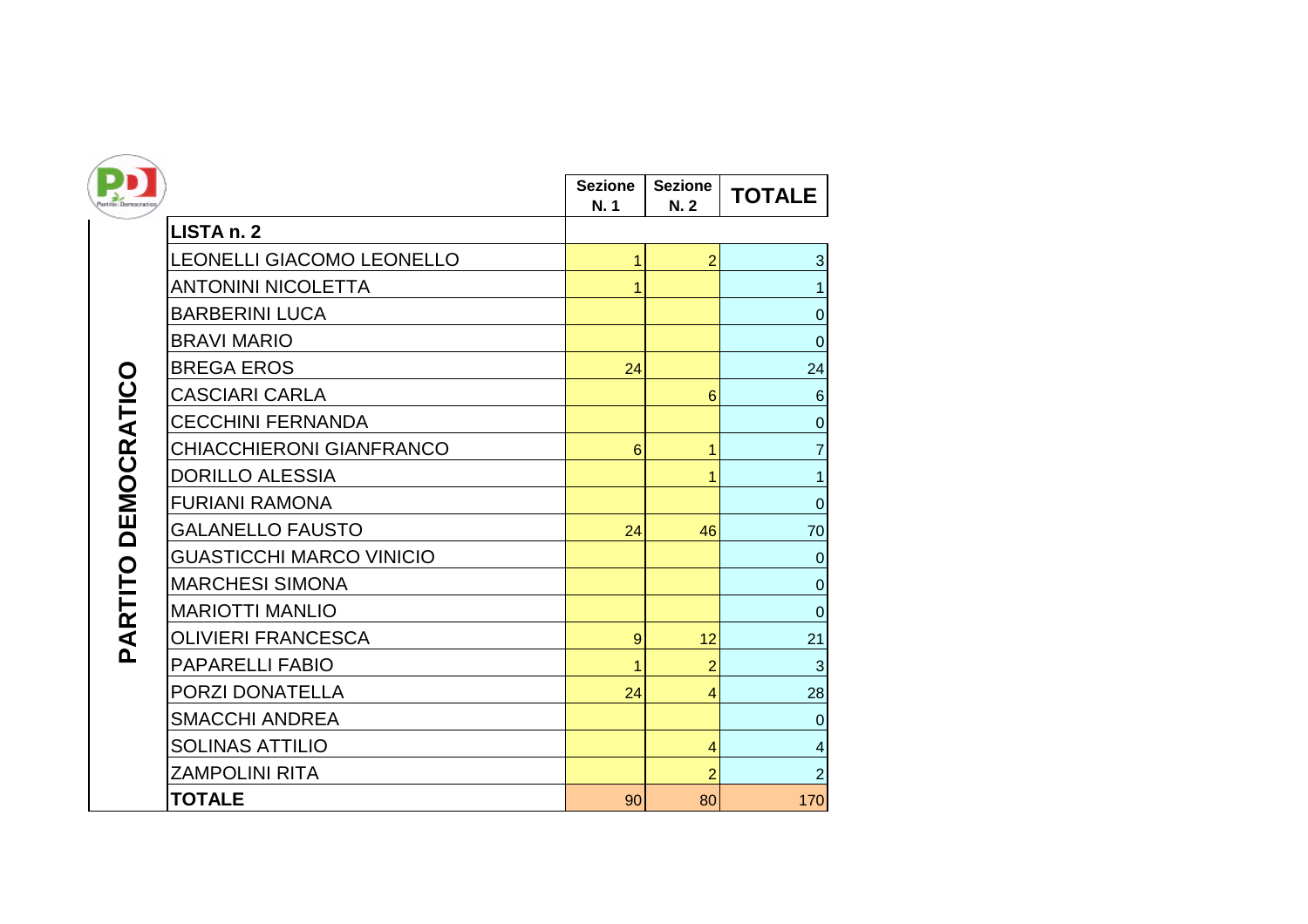**PARTITO DEMOCRATICO**

| LISTA n. 2 | Sezione N. 1 | Sezione N. 2 | TOTALE |
|---|---|---|---|
| LEONELLI GIACOMO LEONELLO | 1 | 2 | 3 |
| ANTONINI NICOLETTA | 1 | | 1 |
| BARBERINI LUCA | | | 0 |
| BRAVI MARIO | | | 0 |
| BREGA EROS | 24 | | 24 |
| CASCIARI CARLA | | 6 | 6 |
| CECCHINI FERNANDA | | | 0 |
| CHIACCHIERONI GIANFRANCO | 6 | 1 | 7 |
| DORILLO ALESSIA | | 1 | 1 |
| FURIANI RAMONA | | | 0 |
| GALANELLO FAUSTO | 24 | 46 | 70 |
| GUASTICCHI MARCO VINICIO | | | 0 |
| MARCHESI SIMONA | | | 0 |
| MARIOTTI MANLIO | | | 0 |
| OLIVIERI FRANCESCA | 9 | 12 | 21 |
| PAPARELLI FABIO | 1 | 2 | 3 |
| PORZI DONATELLA | 24 | 4 | 28 |
| SMACCHI ANDREA | | | 0 |
| SOLINAS ATTILIO | | 4 | 4 |
| ZAMPOLINI RITA | | 2 | 2 |
| **TOTALE** | 90 | 80 | 170 |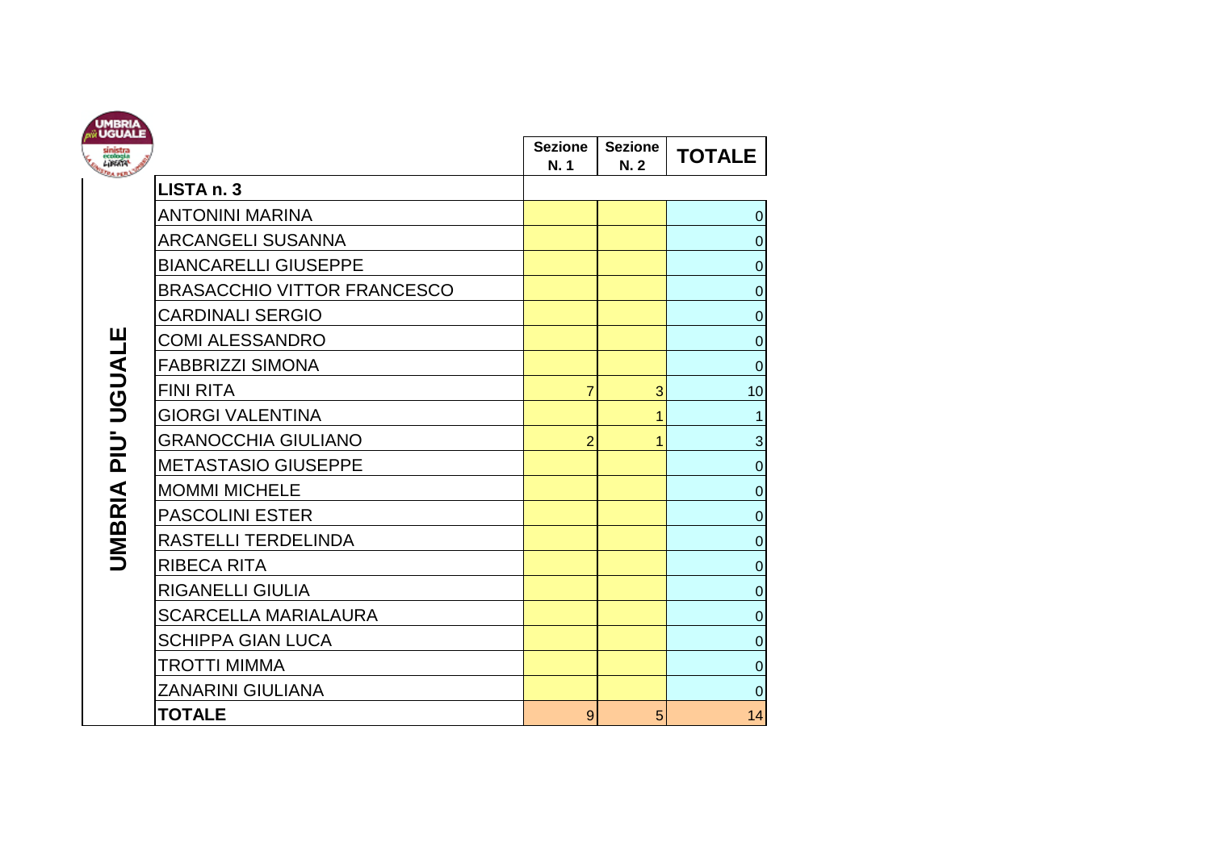| UMBRIA PIU' UGUALE | | Sezione N. 1 | Sezione N. 2 | TOTALE |
|---|---|---|---|---|
| | **LISTA n. 3** | | | |
| | ANTONINI MARINA | | | 0 |
| | ARCANGELI SUSANNA | | | 0 |
| | BIANCARELLI GIUSEPPE | | | 0 |
| | BRASACCHIO VITTOR FRANCESCO | | | 0 |
| | CARDINALI SERGIO | | | 0 |
| | COMI ALESSANDRO | | | 0 |
| | FABBRIZZI SIMONA | | | 0 |
| | FINI RITA | 7 | 3 | 10 |
| | GIORGI VALENTINA | | 1 | 1 |
| | GRANOCCHIA GIULIANO | 2 | 1 | 3 |
| | METASTASIO GIUSEPPE | | | 0 |
| | MOMMI MICHELE | | | 0 |
| | PASCOLINI ESTER | | | 0 |
| | RASTELLI TERDELINDA | | | 0 |
| | RIBECA RITA | | | 0 |
| | RIGANELLI GIULIA | | | 0 |
| | SCARCELLA MARIALAURA | | | 0 |
| | SCHIPPA GIAN LUCA | | | 0 |
| | TROTTI MIMMA | | | 0 |
| | ZANARINI GIULIANA | | | 0 |
| | **TOTALE** | 9 | 5 | 14 |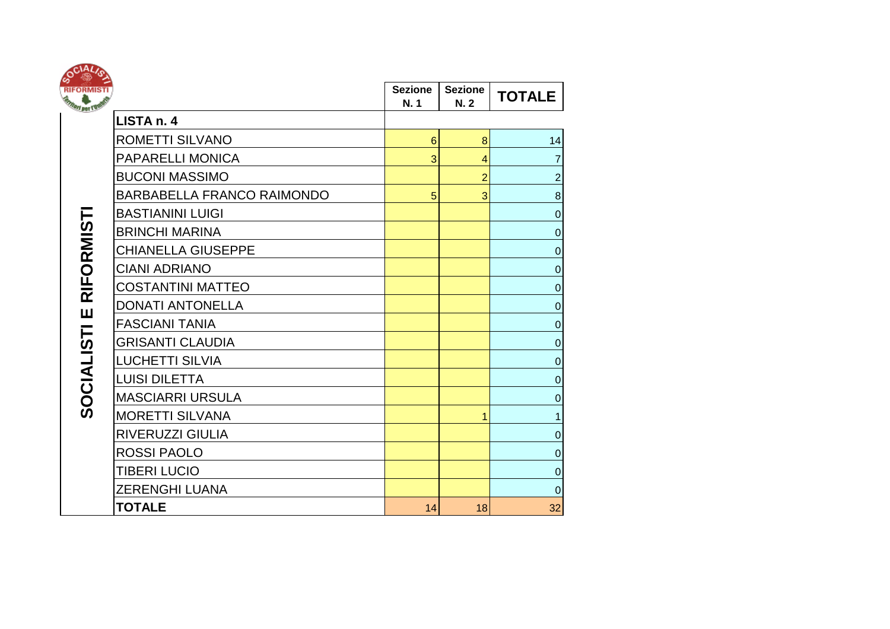| SOCIALISTI E RIFORMISTI | | Sezione N. 1 | Sezione N. 2 | TOTALE |
|---|---|---|---|---|
| | **LISTA n. 4** | | | |
| | ROMETTI SILVANO | 6 | 8 | 14 |
| | PAPARELLI MONICA | 3 | 4 | 7 |
| | BUCONI MASSIMO | | 2 | 2 |
| | BARBABELLA FRANCO RAIMONDO | 5 | 3 | 8 |
| | BASTIANINI LUIGI | | | 0 |
| | BRINCHI MARINA | | | 0 |
| | CHIANELLA GIUSEPPE | | | 0 |
| | CIANI ADRIANO | | | 0 |
| | COSTANTINI MATTEO | | | 0 |
| | DONATI ANTONELLA | | | 0 |
| | FASCIANI TANIA | | | 0 |
| | GRISANTI CLAUDIA | | | 0 |
| | LUCHETTI SILVIA | | | 0 |
| | LUISI DILETTA | | | 0 |
| | MASCIARRI URSULA | | | 0 |
| | MORETTI SILVANA | | 1 | 1 |
| | RIVERUZZI GIULIA | | | 0 |
| | ROSSI PAOLO | | | 0 |
| | TIBERI LUCIO | | | 0 |
| | ZERENGHI LUANA | | | 0 |
| | **TOTALE** | 14 | 18 | 32 |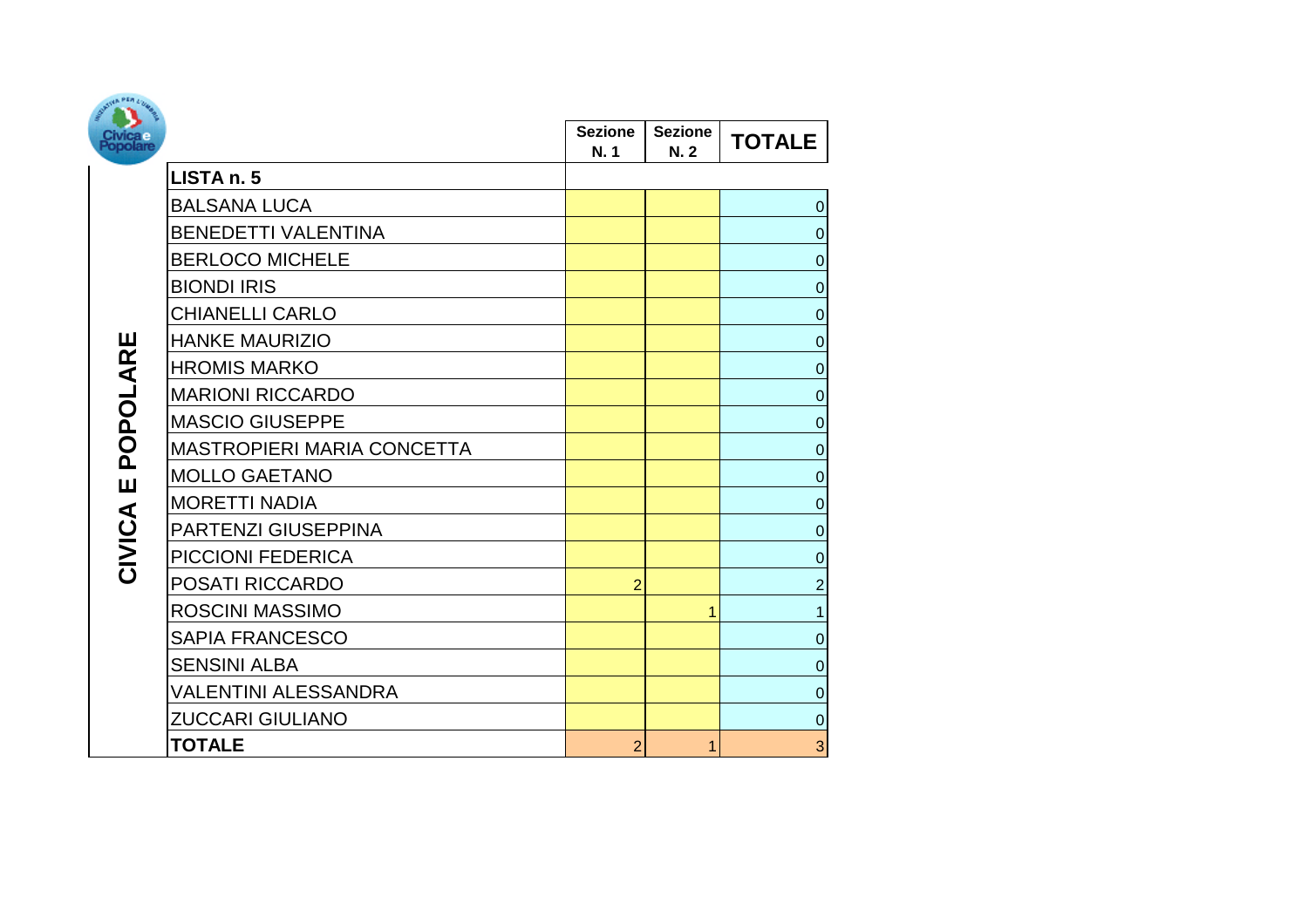| CIVICA E POPOLARE | Sezione N. 1 | Sezione N. 2 | TOTALE |
|---|---|---|---|
| **LISTA n. 5** | | | |
| BALSANA LUCA | | | 0 |
| BENEDETTI VALENTINA | | | 0 |
| BERLOCO MICHELE | | | 0 |
| BIONDI IRIS | | | 0 |
| CHIANELLI CARLO | | | 0 |
| HANKE MAURIZIO | | | 0 |
| HROMIS MARKO | | | 0 |
| MARIONI RICCARDO | | | 0 |
| MASCIO GIUSEPPE | | | 0 |
| MASTROPIERI MARIA CONCETTA | | | 0 |
| MOLLO GAETANO | | | 0 |
| MORETTI NADIA | | | 0 |
| PARTENZI GIUSEPPINA | | | 0 |
| PICCIONI FEDERICA | | | 0 |
| POSATI RICCARDO | 2 | | 2 |
| ROSCINI MASSIMO | | 1 | 1 |
| SAPIA FRANCESCO | | | 0 |
| SENSINI ALBA | | | 0 |
| VALENTINI ALESSANDRA | | | 0 |
| ZUCCARI GIULIANO | | | 0 |
| **TOTALE** | 2 | 1 | 3 |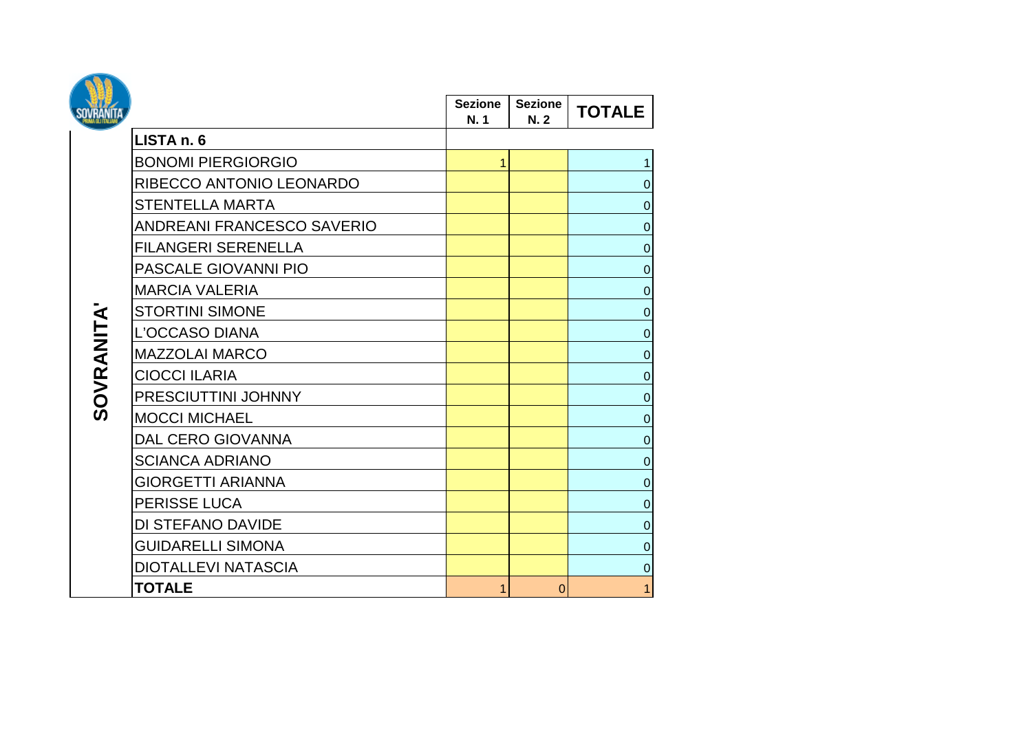| SOVRANITA' | | Sezione N. 1 | Sezione N. 2 | TOTALE |
|---|---|---|---|---|
| | **LISTA n. 6** | | | |
| | BONOMI PIERGIORGIO | 1 | | 1 |
| | RIBECCO ANTONIO LEONARDO | | | 0 |
| | STENTELLA MARTA | | | 0 |
| | ANDREANI FRANCESCO SAVERIO | | | 0 |
| | FILANGERI SERENELLA | | | 0 |
| | PASCALE GIOVANNI PIO | | | 0 |
| | MARCIA VALERIA | | | 0 |
| | STORTINI SIMONE | | | 0 |
| | L'OCCASO DIANA | | | 0 |
| | MAZZOLAI MARCO | | | 0 |
| | CIOCCI ILARIA | | | 0 |
| | PRESCIUTTINI JOHNNY | | | 0 |
| | MOCCI MICHAEL | | | 0 |
| | DAL CERO GIOVANNA | | | 0 |
| | SCIANCA ADRIANO | | | 0 |
| | GIORGETTI ARIANNA | | | 0 |
| | PERISSE LUCA | | | 0 |
| | DI STEFANO DAVIDE | | | 0 |
| | GUIDARELLI SIMONA | | | 0 |
| | DIOTALLEVI NATASCIA | | | 0 |
| | **TOTALE** | 1 | 0 | 1 |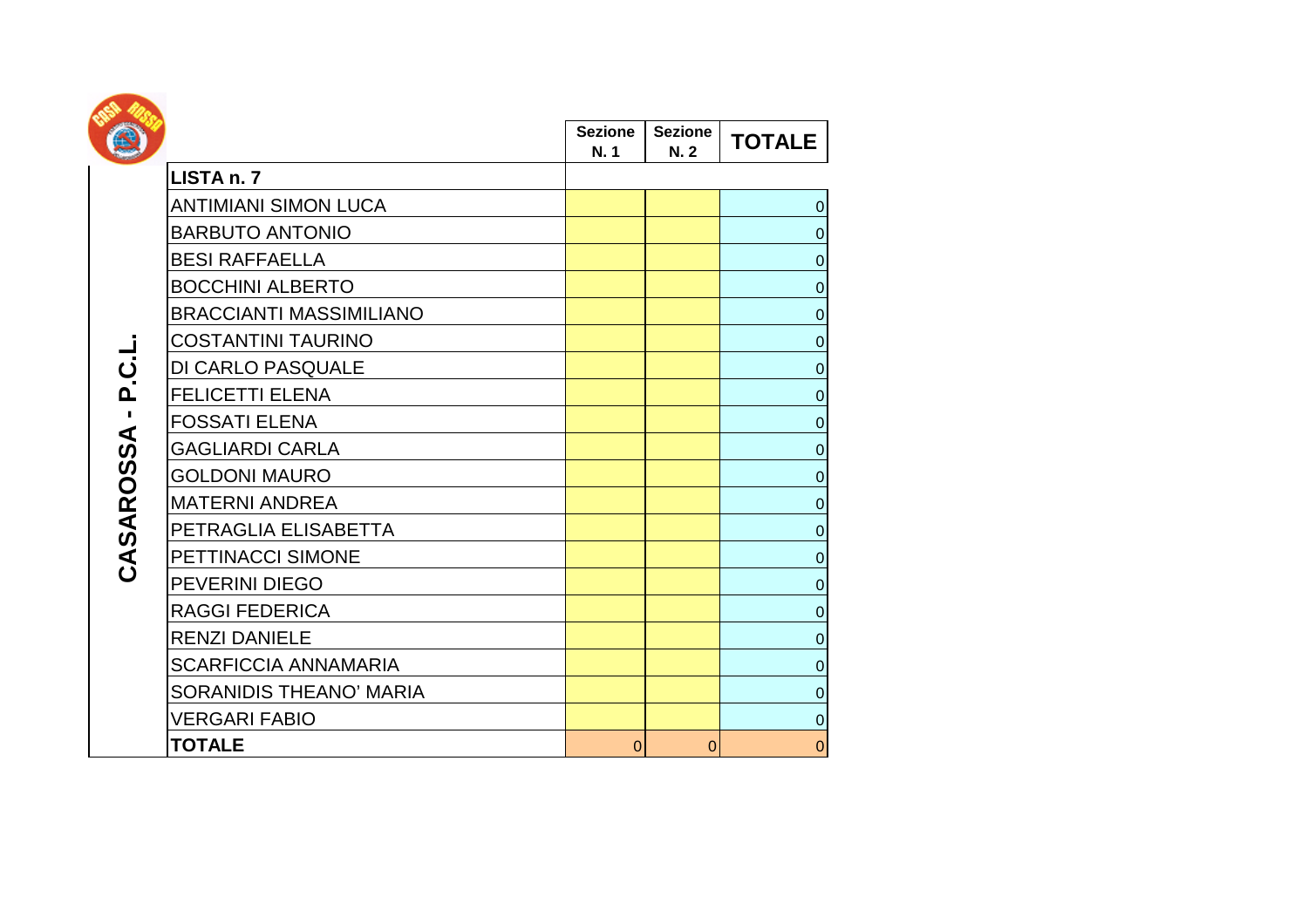**CASAROSSA - P.C.L.**

| | Sezione N. 1 | Sezione N. 2 | TOTALE |
|---|---|---|---|
| **LISTA n. 7** | | | |
| ANTIMIANI SIMON LUCA | | | 0 |
| BARBUTO ANTONIO | | | 0 |
| BESI RAFFAELLA | | | 0 |
| BOCCHINI ALBERTO | | | 0 |
| BRACCIANTI MASSIMILIANO | | | 0 |
| COSTANTINI TAURINO | | | 0 |
| DI CARLO PASQUALE | | | 0 |
| FELICETTI ELENA | | | 0 |
| FOSSATI ELENA | | | 0 |
| GAGLIARDI CARLA | | | 0 |
| GOLDONI MAURO | | | 0 |
| MATERNI ANDREA | | | 0 |
| PETRAGLIA ELISABETTA | | | 0 |
| PETTINACCI SIMONE | | | 0 |
| PEVERINI DIEGO | | | 0 |
| RAGGI FEDERICA | | | 0 |
| RENZI DANIELE | | | 0 |
| SCARFICCIA ANNAMARIA | | | 0 |
| SORANIDIS THEANO' MARIA | | | 0 |
| VERGARI FABIO | | | 0 |
| **TOTALE** | 0 | 0 | 0 |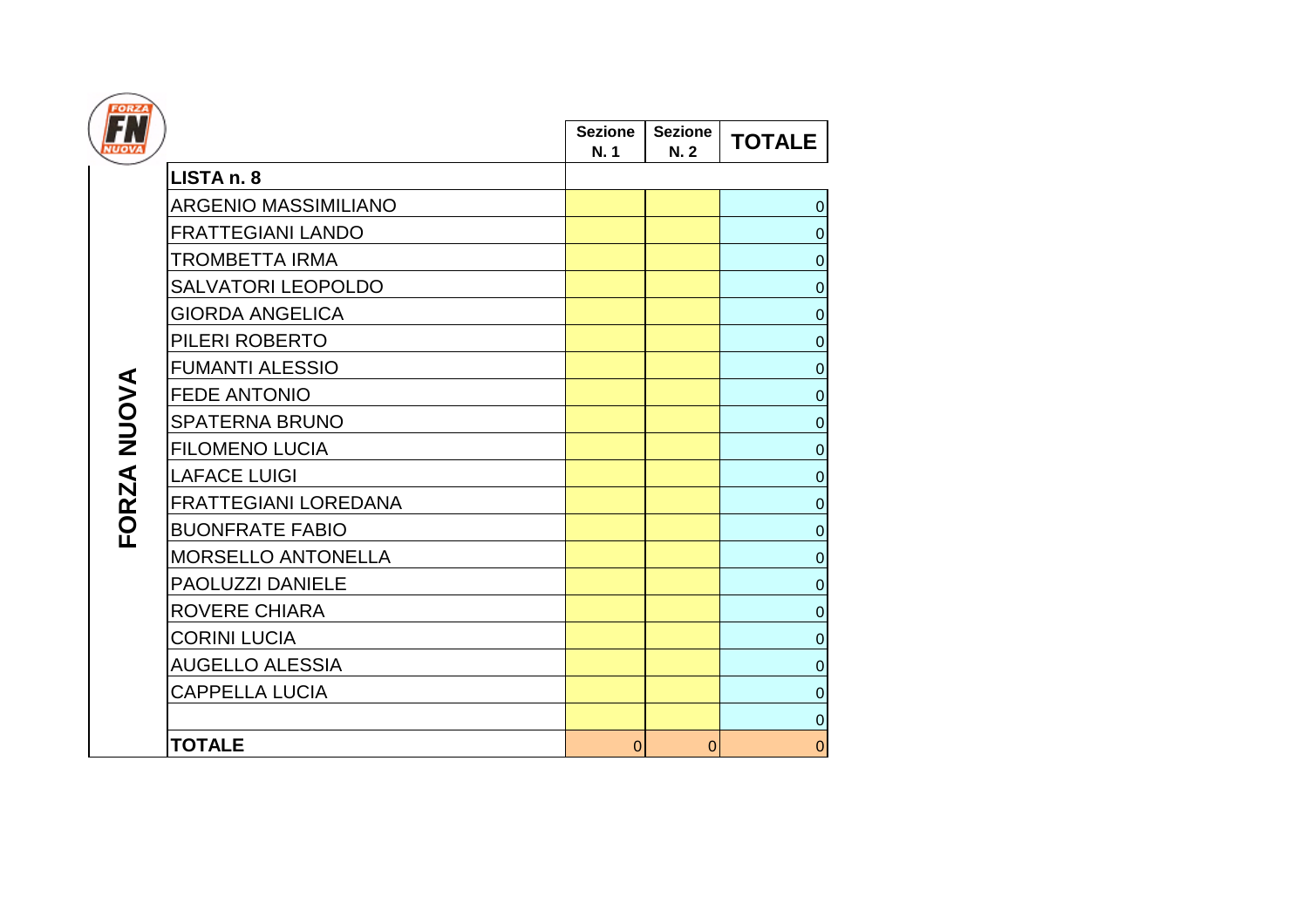**FORZA NUOVA**

| LISTA n. 8 | Sezione N. 1 | Sezione N. 2 | TOTALE |
|---|---|---|---|
| ARGENIO MASSIMILIANO | | | 0 |
| FRATTEGIANI LANDO | | | 0 |
| TROMBETTA IRMA | | | 0 |
| SALVATORI LEOPOLDO | | | 0 |
| GIORDA ANGELICA | | | 0 |
| PILERI ROBERTO | | | 0 |
| FUMANTI ALESSIO | | | 0 |
| FEDE ANTONIO | | | 0 |
| SPATERNA BRUNO | | | 0 |
| FILOMENO LUCIA | | | 0 |
| LAFACE LUIGI | | | 0 |
| FRATTEGIANI LOREDANA | | | 0 |
| BUONFRATE FABIO | | | 0 |
| MORSELLO ANTONELLA | | | 0 |
| PAOLUZZI DANIELE | | | 0 |
| ROVERE CHIARA | | | 0 |
| CORINI LUCIA | | | 0 |
| AUGELLO ALESSIA | | | 0 |
| CAPPELLA LUCIA | | | 0 |
| | | | 0 |
| **TOTALE** | 0 | 0 | 0 |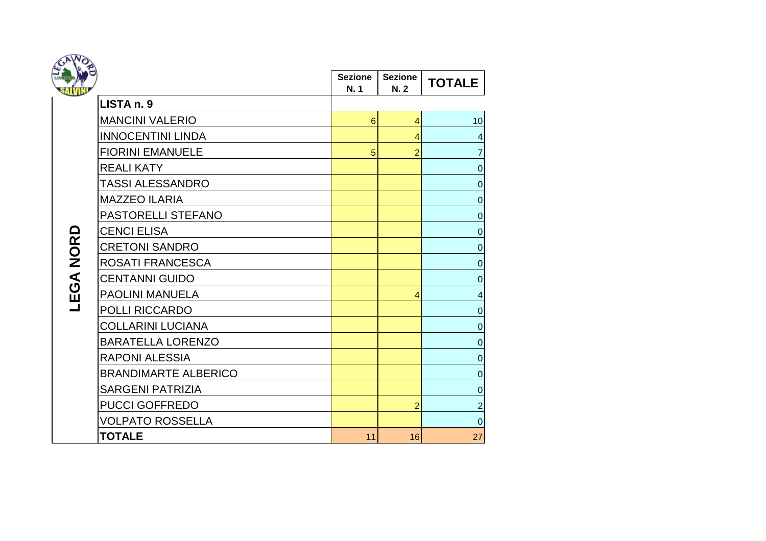| LEGA NORD | | Sezione N. 1 | Sezione N. 2 | TOTALE |
|---|---|---|---|---|
| | **LISTA n. 9** | | | |
| | MANCINI VALERIO | 6 | 4 | 10 |
| | INNOCENTINI LINDA | | 4 | 4 |
| | FIORINI EMANUELE | 5 | 2 | 7 |
| | REALI KATY | | | 0 |
| | TASSI ALESSANDRO | | | 0 |
| | MAZZEO ILARIA | | | 0 |
| | PASTORELLI STEFANO | | | 0 |
| | CENCI ELISA | | | 0 |
| | CRETONI SANDRO | | | 0 |
| | ROSATI FRANCESCA | | | 0 |
| | CENTANNI GUIDO | | | 0 |
| | PAOLINI MANUELA | | 4 | 4 |
| | POLLI RICCARDO | | | 0 |
| | COLLARINI LUCIANA | | | 0 |
| | BARATELLA LORENZO | | | 0 |
| | RAPONI ALESSIA | | | 0 |
| | BRANDIMARTE ALBERICO | | | 0 |
| | SARGENI PATRIZIA | | | 0 |
| | PUCCI GOFFREDO | | 2 | 2 |
| | VOLPATO ROSSELLA | | | 0 |
| | **TOTALE** | 11 | 16 | 27 |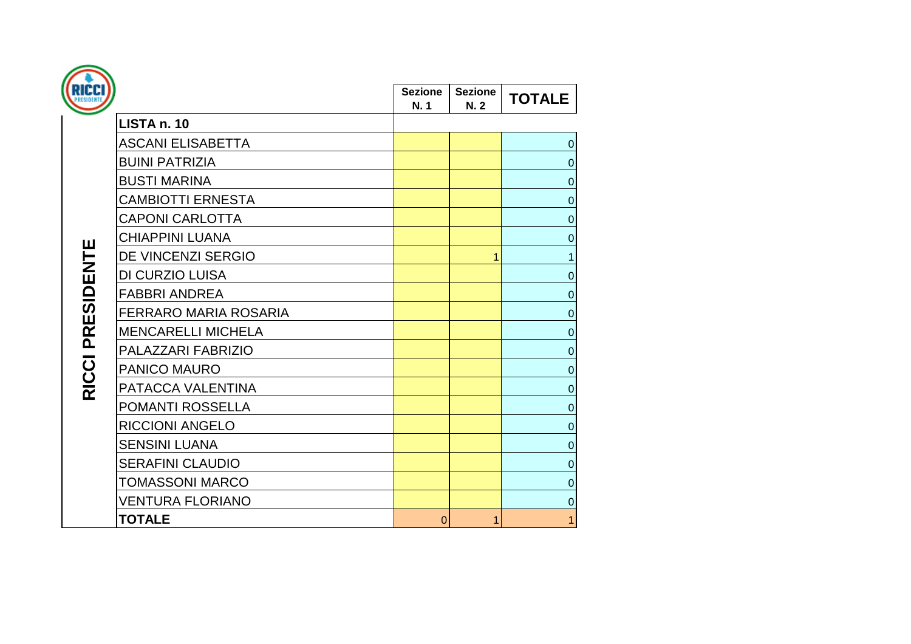**RICCI PRESIDENTE**

| LISTA n. 10 | Sezione N. 1 | Sezione N. 2 | TOTALE |
|---|---|---|---|
| ASCANI ELISABETTA | | | 0 |
| BUINI PATRIZIA | | | 0 |
| BUSTI MARINA | | | 0 |
| CAMBIOTTI ERNESTA | | | 0 |
| CAPONI CARLOTTA | | | 0 |
| CHIAPPINI LUANA | | | 0 |
| DE VINCENZI SERGIO | | 1 | 1 |
| DI CURZIO LUISA | | | 0 |
| FABBRI ANDREA | | | 0 |
| FERRARO MARIA ROSARIA | | | 0 |
| MENCARELLI MICHELA | | | 0 |
| PALAZZARI FABRIZIO | | | 0 |
| PANICO MAURO | | | 0 |
| PATACCA VALENTINA | | | 0 |
| POMANTI ROSSELLA | | | 0 |
| RICCIONI ANGELO | | | 0 |
| SENSINI LUANA | | | 0 |
| SERAFINI CLAUDIO | | | 0 |
| TOMASSONI MARCO | | | 0 |
| VENTURA FLORIANO | | | 0 |
| **TOTALE** | 0 | 1 | 1 |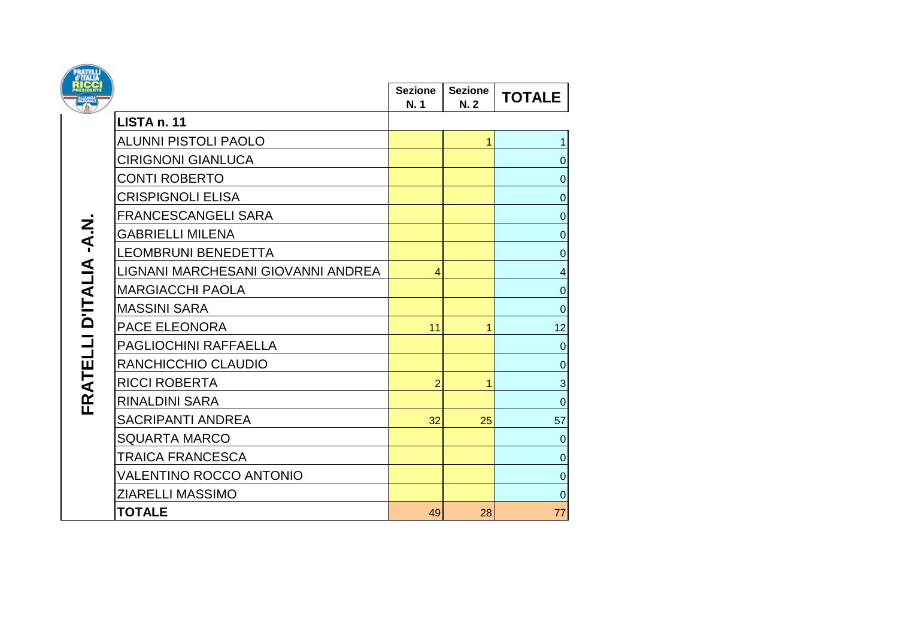**FRATELLI D'ITALIA -A.N.**

| LISTA n. 11 | Sezione N. 1 | Sezione N. 2 | TOTALE |
|---|---|---|---|
| ALUNNI PISTOLI PAOLO | | 1 | 1 |
| CIRIGNONI GIANLUCA | | | 0 |
| CONTI ROBERTO | | | 0 |
| CRISPIGNOLI ELISA | | | 0 |
| FRANCESCANGELI SARA | | | 0 |
| GABRIELLI MILENA | | | 0 |
| LEOMBRUNI BENEDETTA | | | 0 |
| LIGNANI MARCHESANI GIOVANNI ANDREA | 4 | | 4 |
| MARGIACCHI PAOLA | | | 0 |
| MASSINI SARA | | | 0 |
| PACE ELEONORA | 11 | 1 | 12 |
| PAGLIOCHINI RAFFAELLA | | | 0 |
| RANCHICCHIO CLAUDIO | | | 0 |
| RICCI ROBERTA | 2 | 1 | 3 |
| RINALDINI SARA | | | 0 |
| SACRIPANTI ANDREA | 32 | 25 | 57 |
| SQUARTA MARCO | | | 0 |
| TRAICA FRANCESCA | | | 0 |
| VALENTINO ROCCO ANTONIO | | | 0 |
| ZIARELLI MASSIMO | | | 0 |
| **TOTALE** | 49 | 28 | 77 |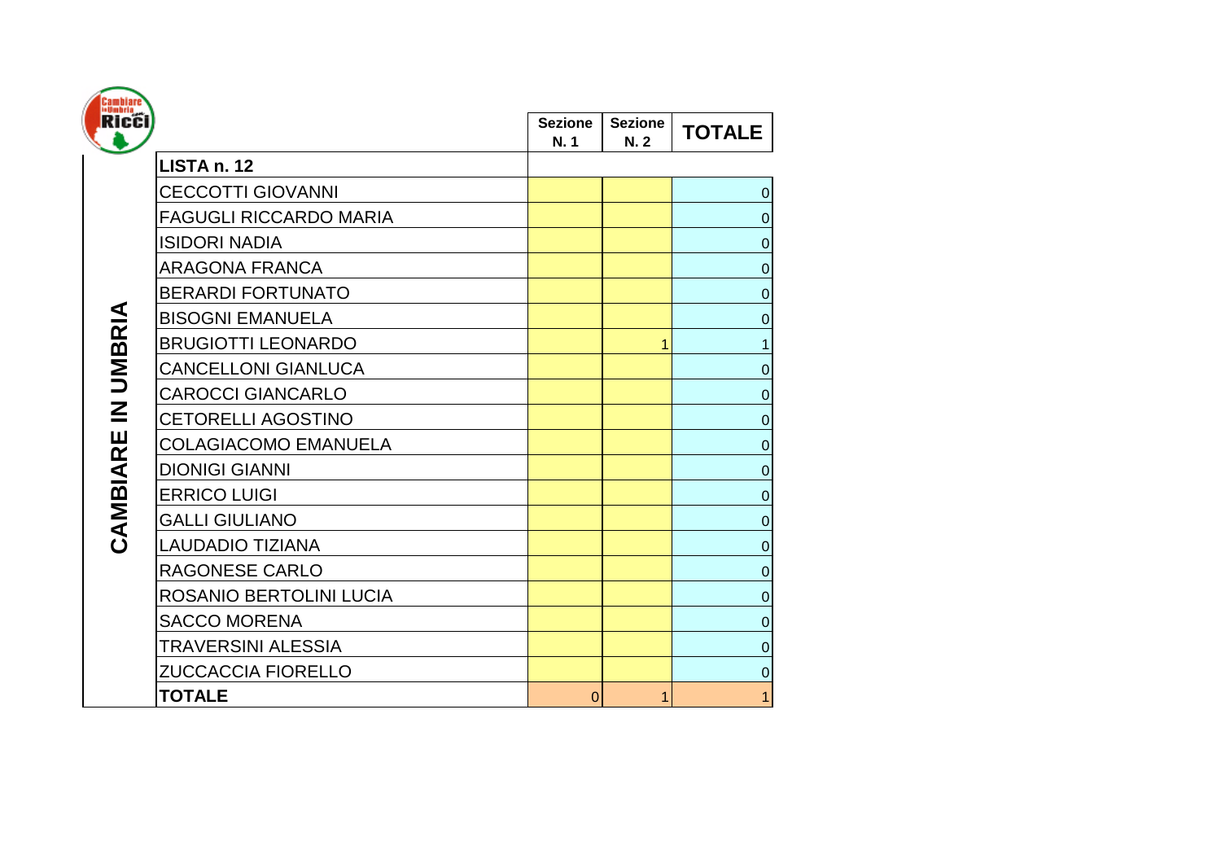| CAMBIARE IN UMBRIA | | Sezione N. 1 | Sezione N. 2 | TOTALE |
|---|---|---|---|---|
| | **LISTA n. 12** | | | |
| | CECCOTTI GIOVANNI | | | 0 |
| | FAGUGLI RICCARDO MARIA | | | 0 |
| | ISIDORI NADIA | | | 0 |
| | ARAGONA FRANCA | | | 0 |
| | BERARDI FORTUNATO | | | 0 |
| | BISOGNI EMANUELA | | | 0 |
| | BRUGIOTTI LEONARDO | | 1 | 1 |
| | CANCELLONI GIANLUCA | | | 0 |
| | CAROCCI GIANCARLO | | | 0 |
| | CETORELLI AGOSTINO | | | 0 |
| | COLAGIACOMO EMANUELA | | | 0 |
| | DIONIGI GIANNI | | | 0 |
| | ERRICO LUIGI | | | 0 |
| | GALLI GIULIANO | | | 0 |
| | LAUDADIO TIZIANA | | | 0 |
| | RAGONESE CARLO | | | 0 |
| | ROSANIO BERTOLINI LUCIA | | | 0 |
| | SACCO MORENA | | | 0 |
| | TRAVERSINI ALESSIA | | | 0 |
| | ZUCCACCIA FIORELLO | | | 0 |
| | **TOTALE** | 0 | 1 | 1 |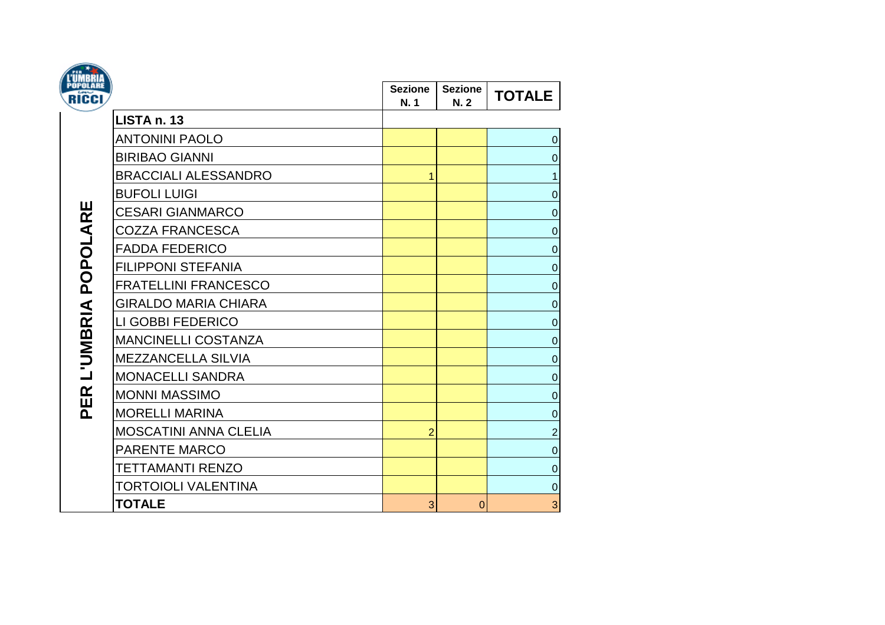PER L'UMBRIA POPOLARE con RICCI

| PER L'UMBRIA POPOLARE | | Sezione N. 1 | Sezione N. 2 | TOTALE |
|---|---|---|---|---|
| | **LISTA n. 13** | | | |
| | ANTONINI PAOLO | | | 0 |
| | BIRIBAO GIANNI | | | 0 |
| | BRACCIALI ALESSANDRO | 1 | | 1 |
| | BUFOLI LUIGI | | | 0 |
| | CESARI GIANMARCO | | | 0 |
| | COZZA FRANCESCA | | | 0 |
| | FADDA FEDERICO | | | 0 |
| | FILIPPONI STEFANIA | | | 0 |
| | FRATELLINI FRANCESCO | | | 0 |
| | GIRALDO MARIA CHIARA | | | 0 |
| | LI GOBBI FEDERICO | | | 0 |
| | MANCINELLI COSTANZA | | | 0 |
| | MEZZANCELLA SILVIA | | | 0 |
| | MONACELLI SANDRA | | | 0 |
| | MONNI MASSIMO | | | 0 |
| | MORELLI MARINA | | | 0 |
| | MOSCATINI ANNA CLELIA | 2 | | 2 |
| | PARENTE MARCO | | | 0 |
| | TETTAMANTI RENZO | | | 0 |
| | TORTOIOLI VALENTINA | | | 0 |
| | **TOTALE** | 3 | 0 | 3 |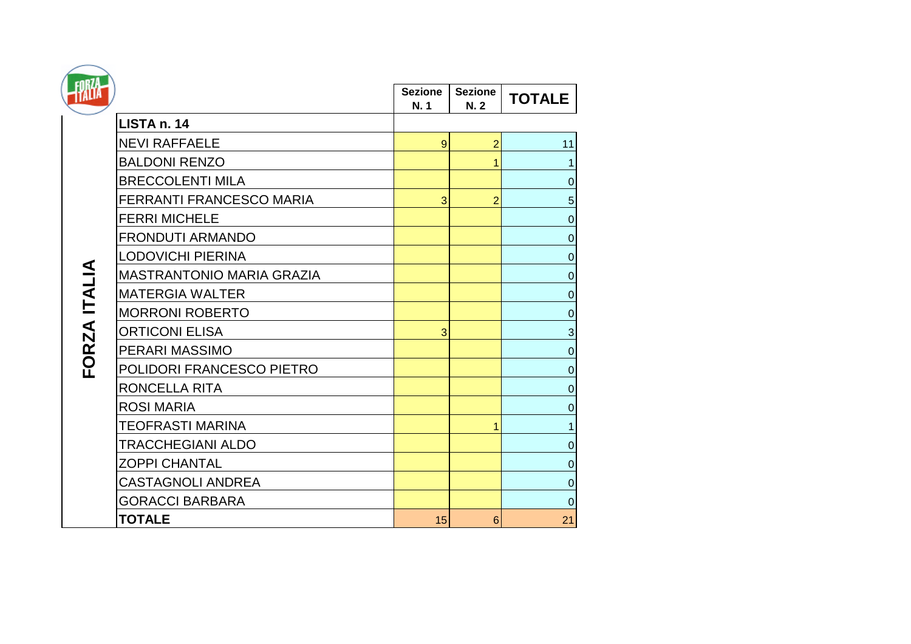**FORZA ITALIA**

| LISTA n. 14 | Sezione N. 1 | Sezione N. 2 | TOTALE |
|---|---|---|---|
| NEVI RAFFAELE | 9 | 2 | 11 |
| BALDONI RENZO | | 1 | 1 |
| BRECCOLENTI MILA | | | 0 |
| FERRANTI FRANCESCO MARIA | 3 | 2 | 5 |
| FERRI MICHELE | | | 0 |
| FRONDUTI ARMANDO | | | 0 |
| LODOVICHI PIERINA | | | 0 |
| MASTRANTONIO MARIA GRAZIA | | | 0 |
| MATERGIA WALTER | | | 0 |
| MORRONI ROBERTO | | | 0 |
| ORTICONI ELISA | 3 | | 3 |
| PERARI MASSIMO | | | 0 |
| POLIDORI FRANCESCO PIETRO | | | 0 |
| RONCELLA RITA | | | 0 |
| ROSI MARIA | | | 0 |
| TEOFRASTI MARINA | | 1 | 1 |
| TRACCHEGIANI ALDO | | | 0 |
| ZOPPI CHANTAL | | | 0 |
| CASTAGNOLI ANDREA | | | 0 |
| GORACCI BARBARA | | | 0 |
| **TOTALE** | 15 | 6 | 21 |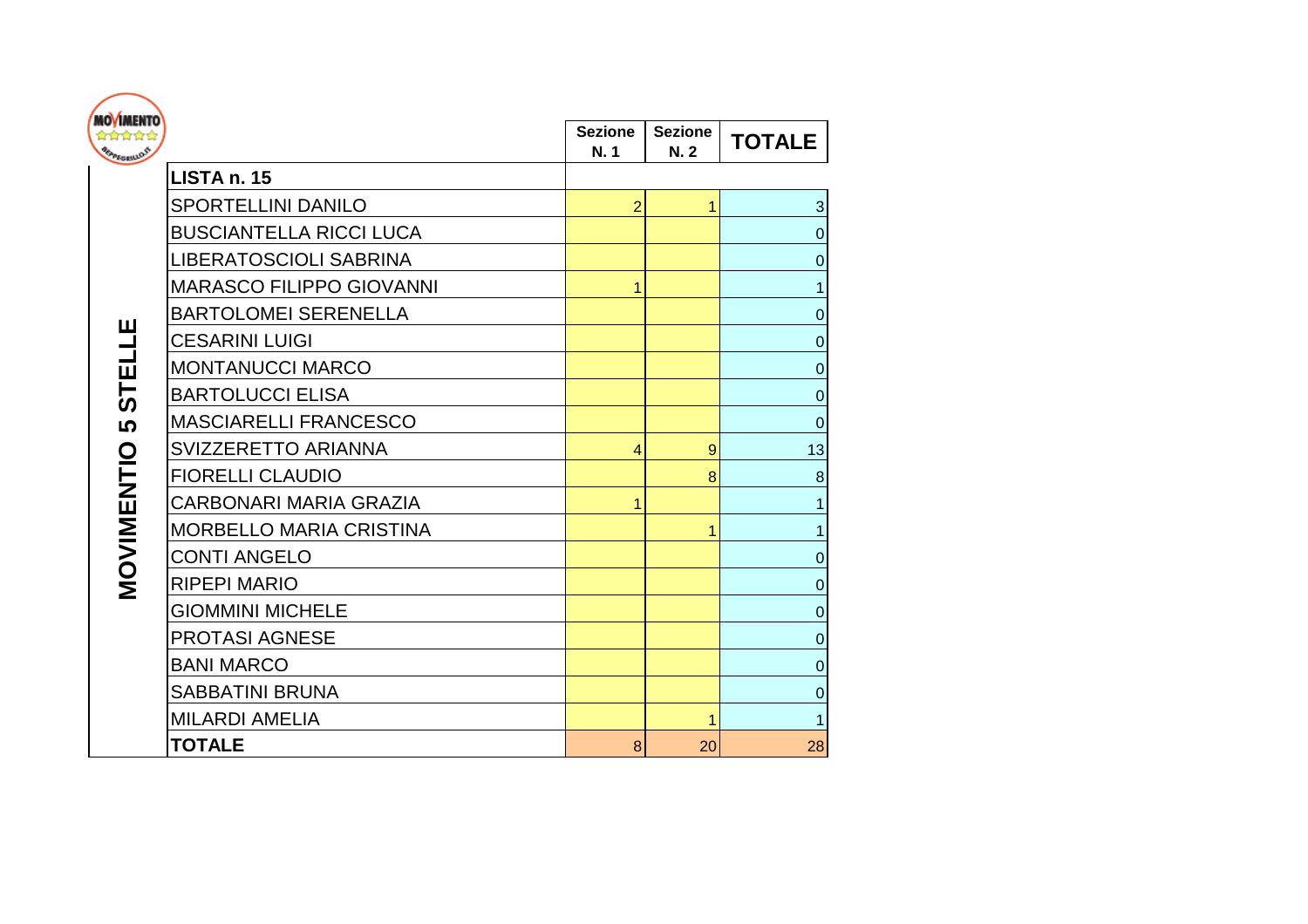| MOVIMENTIO 5 STELLE | | Sezione N. 1 | Sezione N. 2 | TOTALE |
|---|---|---|---|---|
| | **LISTA n. 15** | | | |
| | SPORTELLINI DANILO | 2 | 1 | 3 |
| | BUSCIANTELLA RICCI LUCA | | | 0 |
| | LIBERATOSCIOLI SABRINA | | | 0 |
| | MARASCO FILIPPO GIOVANNI | 1 | | 1 |
| | BARTOLOMEI SERENELLA | | | 0 |
| | CESARINI LUIGI | | | 0 |
| | MONTANUCCI MARCO | | | 0 |
| | BARTOLUCCI ELISA | | | 0 |
| | MASCIARELLI FRANCESCO | | | 0 |
| | SVIZZERETTO ARIANNA | 4 | 9 | 13 |
| | FIORELLI CLAUDIO | | 8 | 8 |
| | CARBONARI MARIA GRAZIA | 1 | | 1 |
| | MORBELLO MARIA CRISTINA | | 1 | 1 |
| | CONTI ANGELO | | | 0 |
| | RIPEPI MARIO | | | 0 |
| | GIOMMINI MICHELE | | | 0 |
| | PROTASI AGNESE | | | 0 |
| | BANI MARCO | | | 0 |
| | SABBATINI BRUNA | | | 0 |
| | MILARDI AMELIA | | 1 | 1 |
| | **TOTALE** | 8 | 20 | 28 |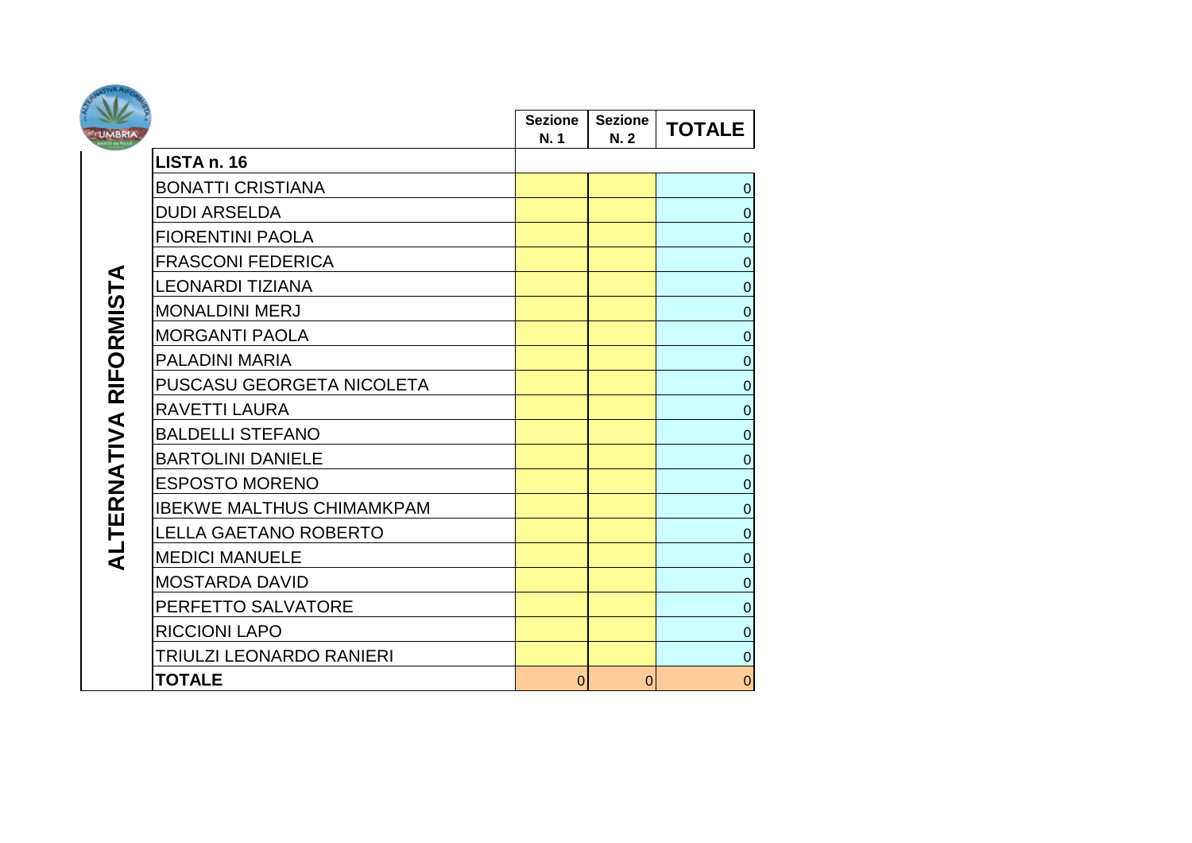## ALTERNATIVA RIFORMISTA

| LISTA n. 16 | Sezione N. 1 | Sezione N. 2 | TOTALE |
|---|---|---|---|
| BONATTI CRISTIANA | | | 0 |
| DUDI ARSELDA | | | 0 |
| FIORENTINI PAOLA | | | 0 |
| FRASCONI FEDERICA | | | 0 |
| LEONARDI TIZIANA | | | 0 |
| MONALDINI MERJ | | | 0 |
| MORGANTI PAOLA | | | 0 |
| PALADINI MARIA | | | 0 |
| PUSCASU GEORGETA NICOLETA | | | 0 |
| RAVETTI LAURA | | | 0 |
| BALDELLI STEFANO | | | 0 |
| BARTOLINI DANIELE | | | 0 |
| ESPOSTO MORENO | | | 0 |
| IBEKWE MALTHUS CHIMAMKPAM | | | 0 |
| LELLA GAETANO ROBERTO | | | 0 |
| MEDICI MANUELE | | | 0 |
| MOSTARDA DAVID | | | 0 |
| PERFETTO SALVATORE | | | 0 |
| RICCIONI LAPO | | | 0 |
| TRIULZI LEONARDO RANIERI | | | 0 |
| **TOTALE** | 0 | 0 | 0 |